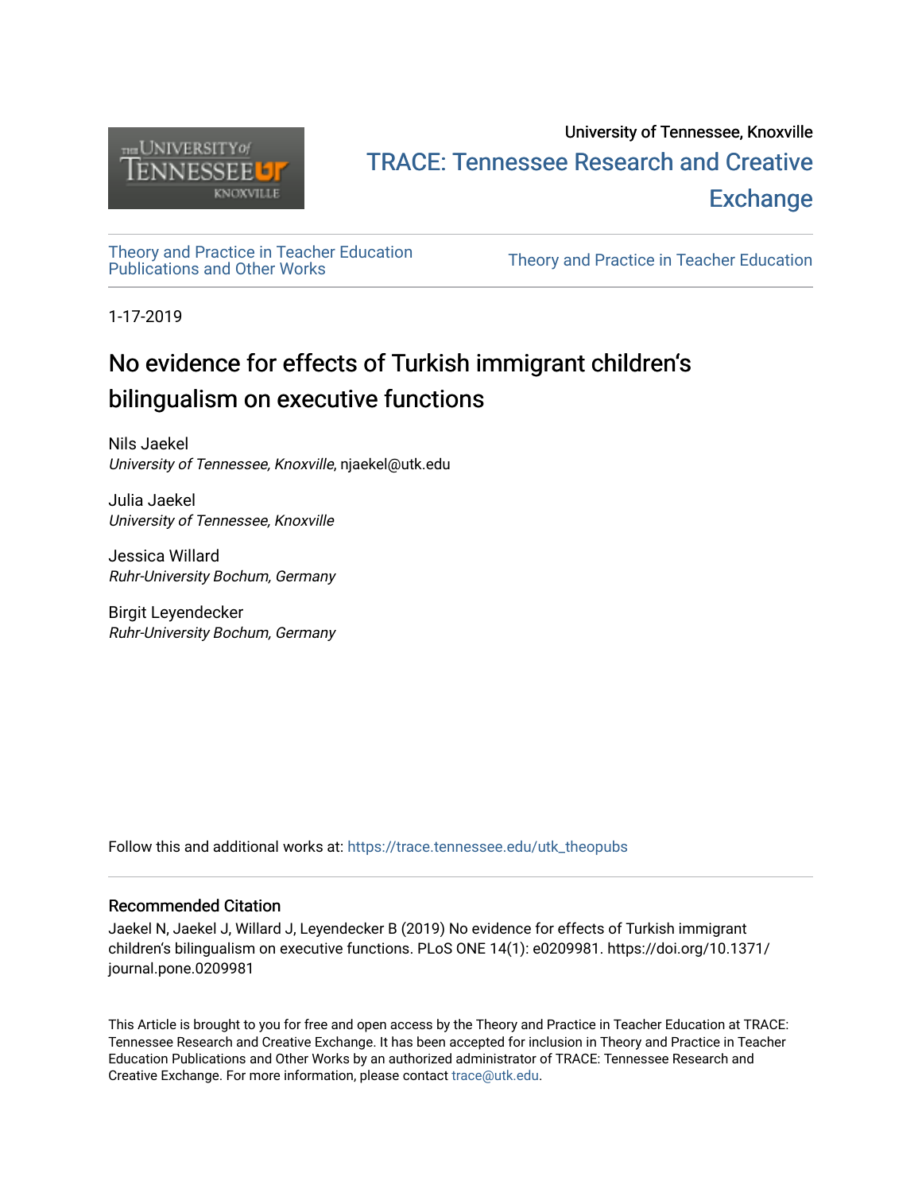University of Tennessee, Knoxville

TRACE: Tennessee Research and Creative Exchange

Theory and Practice in Teacher Education Publications and Other Works

Theory and Practice in Teacher Education

1-17-2019

# No evidence for effects of Turkish immigrant children‘s bilingualism on executive functions

Nils Jaekel
*University of Tennessee, Knoxville*, njaekel@utk.edu

Julia Jaekel
*University of Tennessee, Knoxville*

Jessica Willard
*Ruhr-University Bochum, Germany*

Birgit Leyendecker
*Ruhr-University Bochum, Germany*

Follow this and additional works at: https://trace.tennessee.edu/utk_theopubs

## Recommended Citation

Jaekel N, Jaekel J, Willard J, Leyendecker B (2019) No evidence for effects of Turkish immigrant children's bilingualism on executive functions. PLoS ONE 14(1): e0209981. https://doi.org/10.1371/journal.pone.0209981

This Article is brought to you for free and open access by the Theory and Practice in Teacher Education at TRACE: Tennessee Research and Creative Exchange. It has been accepted for inclusion in Theory and Practice in Teacher Education Publications and Other Works by an authorized administrator of TRACE: Tennessee Research and Creative Exchange. For more information, please contact trace@utk.edu.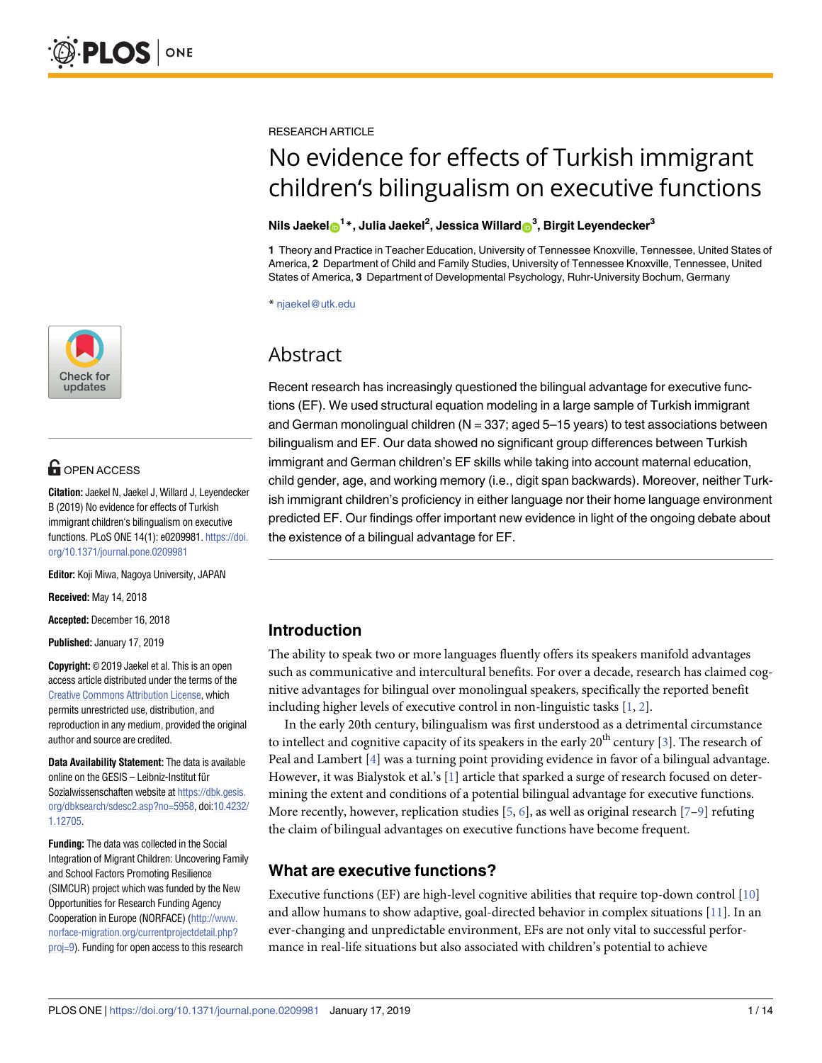RESEARCH ARTICLE

# No evidence for effects of Turkish immigrant children's bilingualism on executive functions

**Nils Jaekel[1]*, Julia Jaekel[2], Jessica Willard[3], Birgit Leyendecker[3]**

**1** Theory and Practice in Teacher Education, University of Tennessee Knoxville, Tennessee, United States of America, **2** Department of Child and Family Studies, University of Tennessee Knoxville, Tennessee, United States of America, **3** Department of Developmental Psychology, Ruhr-University Bochum, Germany

* njaekel@utk.edu

OPEN ACCESS

**Citation:** Jaekel N, Jaekel J, Willard J, Leyendecker B (2019) No evidence for effects of Turkish immigrant children's bilingualism on executive functions. PLoS ONE 14(1): e0209981. https://doi.org/10.1371/journal.pone.0209981

**Editor:** Koji Miwa, Nagoya University, JAPAN

**Received:** May 14, 2018

**Accepted:** December 16, 2018

**Published:** January 17, 2019

**Copyright:** © 2019 Jaekel et al. This is an open access article distributed under the terms of the Creative Commons Attribution License, which permits unrestricted use, distribution, and reproduction in any medium, provided the original author and source are credited.

**Data Availability Statement:** The data is available online on the GESIS – Leibniz-Institut für Sozialwissenschaften website at https://dbk.gesis.org/dbksearch/sdesc2.asp?no=5958, doi:10.4232/1.12705.

**Funding:** The data was collected in the Social Integration of Migrant Children: Uncovering Family and School Factors Promoting Resilience (SIMCUR) project which was funded by the New Opportunities for Research Funding Agency Cooperation in Europe (NORFACE) (http://www.norface-migration.org/currentprojectdetail.php?proj=9). Funding for open access to this research

## Abstract

Recent research has increasingly questioned the bilingual advantage for executive functions (EF). We used structural equation modeling in a large sample of Turkish immigrant and German monolingual children (N = 337; aged 5–15 years) to test associations between bilingualism and EF. Our data showed no significant group differences between Turkish immigrant and German children's EF skills while taking into account maternal education, child gender, age, and working memory (i.e., digit span backwards). Moreover, neither Turkish immigrant children's proficiency in either language nor their home language environment predicted EF. Our findings offer important new evidence in light of the ongoing debate about the existence of a bilingual advantage for EF.

## Introduction

The ability to speak two or more languages fluently offers its speakers manifold advantages such as communicative and intercultural benefits. For over a decade, research has claimed cognitive advantages for bilingual over monolingual speakers, specifically the reported benefit including higher levels of executive control in non-linguistic tasks [1, 2].

In the early 20th century, bilingualism was first understood as a detrimental circumstance to intellect and cognitive capacity of its speakers in the early 20th century [3]. The research of Peal and Lambert [4] was a turning point providing evidence in favor of a bilingual advantage. However, it was Bialystok et al.'s [1] article that sparked a surge of research focused on determining the extent and conditions of a potential bilingual advantage for executive functions. More recently, however, replication studies [5, 6], as well as original research [7–9] refuting the claim of bilingual advantages on executive functions have become frequent.

## What are executive functions?

Executive functions (EF) are high-level cognitive abilities that require top-down control [10] and allow humans to show adaptive, goal-directed behavior in complex situations [11]. In an ever-changing and unpredictable environment, EFs are not only vital to successful performance in real-life situations but also associated with children's potential to achieve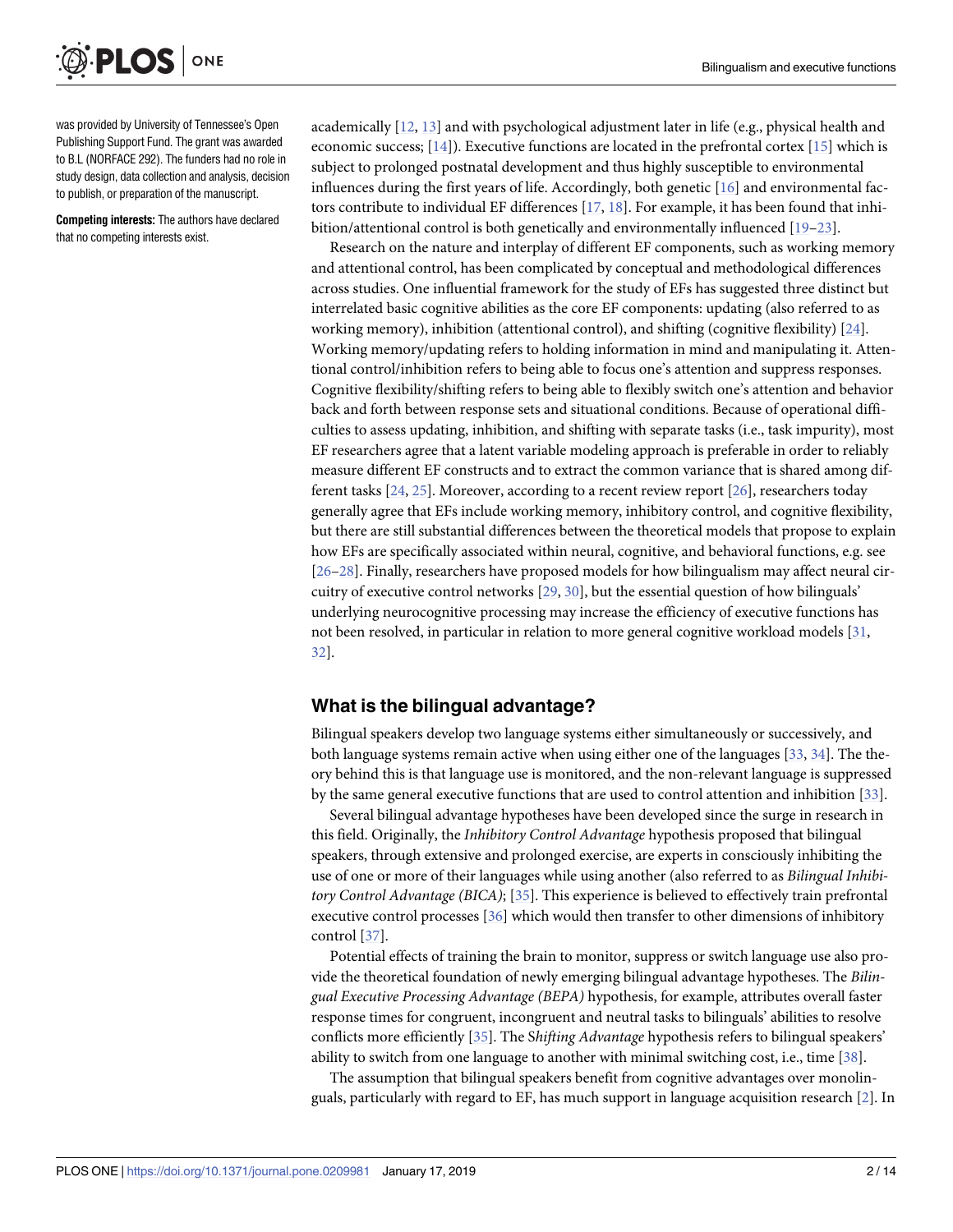was provided by University of Tennessee's Open Publishing Support Fund. The grant was awarded to B.L (NORFACE 292). The funders had no role in study design, data collection and analysis, decision to publish, or preparation of the manuscript.

**Competing interests:** The authors have declared that no competing interests exist.

academically [12, 13] and with psychological adjustment later in life (e.g., physical health and economic success; [14]). Executive functions are located in the prefrontal cortex [15] which is subject to prolonged postnatal development and thus highly susceptible to environmental influences during the first years of life. Accordingly, both genetic [16] and environmental factors contribute to individual EF differences [17, 18]. For example, it has been found that inhibition/attentional control is both genetically and environmentally influenced [19–23].

Research on the nature and interplay of different EF components, such as working memory and attentional control, has been complicated by conceptual and methodological differences across studies. One influential framework for the study of EFs has suggested three distinct but interrelated basic cognitive abilities as the core EF components: updating (also referred to as working memory), inhibition (attentional control), and shifting (cognitive flexibility) [24]. Working memory/updating refers to holding information in mind and manipulating it. Attentional control/inhibition refers to being able to focus one's attention and suppress responses. Cognitive flexibility/shifting refers to being able to flexibly switch one's attention and behavior back and forth between response sets and situational conditions. Because of operational difficulties to assess updating, inhibition, and shifting with separate tasks (i.e., task impurity), most EF researchers agree that a latent variable modeling approach is preferable in order to reliably measure different EF constructs and to extract the common variance that is shared among different tasks [24, 25]. Moreover, according to a recent review report [26], researchers today generally agree that EFs include working memory, inhibitory control, and cognitive flexibility, but there are still substantial differences between the theoretical models that propose to explain how EFs are specifically associated within neural, cognitive, and behavioral functions, e.g. see [26–28]. Finally, researchers have proposed models for how bilingualism may affect neural circuitry of executive control networks [29, 30], but the essential question of how bilinguals' underlying neurocognitive processing may increase the efficiency of executive functions has not been resolved, in particular in relation to more general cognitive workload models [31, 32].

## What is the bilingual advantage?

Bilingual speakers develop two language systems either simultaneously or successively, and both language systems remain active when using either one of the languages [33, 34]. The theory behind this is that language use is monitored, and the non-relevant language is suppressed by the same general executive functions that are used to control attention and inhibition [33].

Several bilingual advantage hypotheses have been developed since the surge in research in this field. Originally, the *Inhibitory Control Advantage* hypothesis proposed that bilingual speakers, through extensive and prolonged exercise, are experts in consciously inhibiting the use of one or more of their languages while using another (also referred to as *Bilingual Inhibitory Control Advantage (BICA)*; [35]. This experience is believed to effectively train prefrontal executive control processes [36] which would then transfer to other dimensions of inhibitory control [37].

Potential effects of training the brain to monitor, suppress or switch language use also provide the theoretical foundation of newly emerging bilingual advantage hypotheses. The *Bilingual Executive Processing Advantage (BEPA)* hypothesis, for example, attributes overall faster response times for congruent, incongruent and neutral tasks to bilinguals' abilities to resolve conflicts more efficiently [35]. The S*hifting Advantage* hypothesis refers to bilingual speakers' ability to switch from one language to another with minimal switching cost, i.e., time [38].

The assumption that bilingual speakers benefit from cognitive advantages over monolinguals, particularly with regard to EF, has much support in language acquisition research [2]. In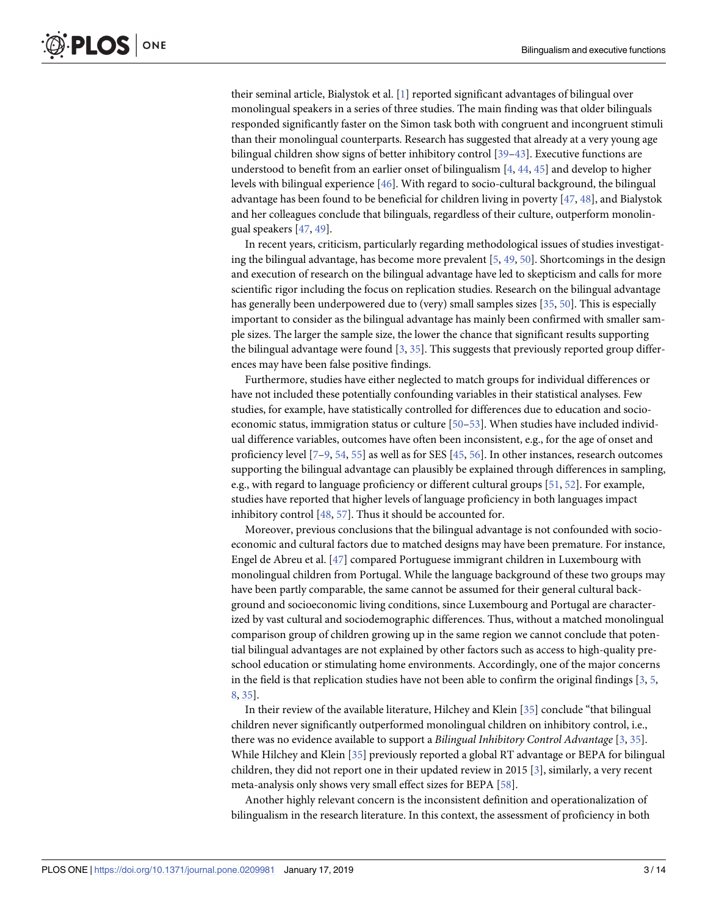their seminal article, Bialystok et al. [1] reported significant advantages of bilingual over monolingual speakers in a series of three studies. The main finding was that older bilinguals responded significantly faster on the Simon task both with congruent and incongruent stimuli than their monolingual counterparts. Research has suggested that already at a very young age bilingual children show signs of better inhibitory control [39–43]. Executive functions are understood to benefit from an earlier onset of bilingualism [4, 44, 45] and develop to higher levels with bilingual experience [46]. With regard to socio-cultural background, the bilingual advantage has been found to be beneficial for children living in poverty [47, 48], and Bialystok and her colleagues conclude that bilinguals, regardless of their culture, outperform monolingual speakers [47, 49].

In recent years, criticism, particularly regarding methodological issues of studies investigating the bilingual advantage, has become more prevalent [5, 49, 50]. Shortcomings in the design and execution of research on the bilingual advantage have led to skepticism and calls for more scientific rigor including the focus on replication studies. Research on the bilingual advantage has generally been underpowered due to (very) small samples sizes [35, 50]. This is especially important to consider as the bilingual advantage has mainly been confirmed with smaller sample sizes. The larger the sample size, the lower the chance that significant results supporting the bilingual advantage were found [3, 35]. This suggests that previously reported group differences may have been false positive findings.

Furthermore, studies have either neglected to match groups for individual differences or have not included these potentially confounding variables in their statistical analyses. Few studies, for example, have statistically controlled for differences due to education and socio-economic status, immigration status or culture [50–53]. When studies have included individual difference variables, outcomes have often been inconsistent, e.g., for the age of onset and proficiency level [7–9, 54, 55] as well as for SES [45, 56]. In other instances, research outcomes supporting the bilingual advantage can plausibly be explained through differences in sampling, e.g., with regard to language proficiency or different cultural groups [51, 52]. For example, studies have reported that higher levels of language proficiency in both languages impact inhibitory control [48, 57]. Thus it should be accounted for.

Moreover, previous conclusions that the bilingual advantage is not confounded with socio-economic and cultural factors due to matched designs may have been premature. For instance, Engel de Abreu et al. [47] compared Portuguese immigrant children in Luxembourg with monolingual children from Portugal. While the language background of these two groups may have been partly comparable, the same cannot be assumed for their general cultural background and socioeconomic living conditions, since Luxembourg and Portugal are characterized by vast cultural and sociodemographic differences. Thus, without a matched monolingual comparison group of children growing up in the same region we cannot conclude that potential bilingual advantages are not explained by other factors such as access to high-quality pre-school education or stimulating home environments. Accordingly, one of the major concerns in the field is that replication studies have not been able to confirm the original findings [3, 5, 8, 35].

In their review of the available literature, Hilchey and Klein [35] conclude "that bilingual children never significantly outperformed monolingual children on inhibitory control, i.e., there was no evidence available to support a *Bilingual Inhibitory Control Advantage* [3, 35]. While Hilchey and Klein [35] previously reported a global RT advantage or BEPA for bilingual children, they did not report one in their updated review in 2015 [3], similarly, a very recent meta-analysis only shows very small effect sizes for BEPA [58].

Another highly relevant concern is the inconsistent definition and operationalization of bilingualism in the research literature. In this context, the assessment of proficiency in both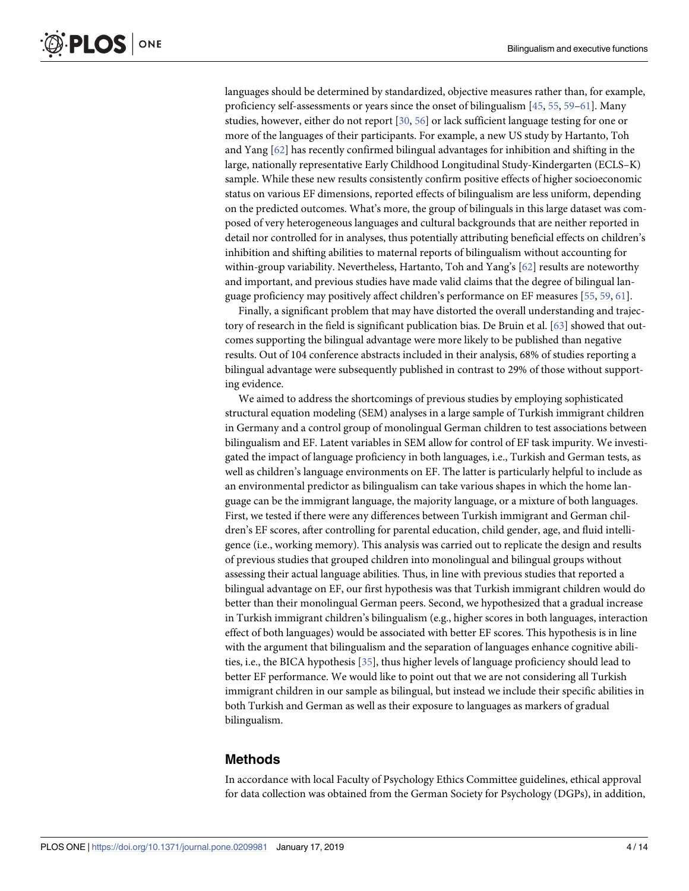languages should be determined by standardized, objective measures rather than, for example, proficiency self-assessments or years since the onset of bilingualism [45, 55, 59–61]. Many studies, however, either do not report [30, 56] or lack sufficient language testing for one or more of the languages of their participants. For example, a new US study by Hartanto, Toh and Yang [62] has recently confirmed bilingual advantages for inhibition and shifting in the large, nationally representative Early Childhood Longitudinal Study-Kindergarten (ECLS–K) sample. While these new results consistently confirm positive effects of higher socioeconomic status on various EF dimensions, reported effects of bilingualism are less uniform, depending on the predicted outcomes. What's more, the group of bilinguals in this large dataset was composed of very heterogeneous languages and cultural backgrounds that are neither reported in detail nor controlled for in analyses, thus potentially attributing beneficial effects on children's inhibition and shifting abilities to maternal reports of bilingualism without accounting for within-group variability. Nevertheless, Hartanto, Toh and Yang's [62] results are noteworthy and important, and previous studies have made valid claims that the degree of bilingual language proficiency may positively affect children's performance on EF measures [55, 59, 61].

Finally, a significant problem that may have distorted the overall understanding and trajectory of research in the field is significant publication bias. De Bruin et al. [63] showed that outcomes supporting the bilingual advantage were more likely to be published than negative results. Out of 104 conference abstracts included in their analysis, 68% of studies reporting a bilingual advantage were subsequently published in contrast to 29% of those without supporting evidence.

We aimed to address the shortcomings of previous studies by employing sophisticated structural equation modeling (SEM) analyses in a large sample of Turkish immigrant children in Germany and a control group of monolingual German children to test associations between bilingualism and EF. Latent variables in SEM allow for control of EF task impurity. We investigated the impact of language proficiency in both languages, i.e., Turkish and German tests, as well as children's language environments on EF. The latter is particularly helpful to include as an environmental predictor as bilingualism can take various shapes in which the home language can be the immigrant language, the majority language, or a mixture of both languages. First, we tested if there were any differences between Turkish immigrant and German children's EF scores, after controlling for parental education, child gender, age, and fluid intelligence (i.e., working memory). This analysis was carried out to replicate the design and results of previous studies that grouped children into monolingual and bilingual groups without assessing their actual language abilities. Thus, in line with previous studies that reported a bilingual advantage on EF, our first hypothesis was that Turkish immigrant children would do better than their monolingual German peers. Second, we hypothesized that a gradual increase in Turkish immigrant children's bilingualism (e.g., higher scores in both languages, interaction effect of both languages) would be associated with better EF scores. This hypothesis is in line with the argument that bilingualism and the separation of languages enhance cognitive abilities, i.e., the BICA hypothesis [35], thus higher levels of language proficiency should lead to better EF performance. We would like to point out that we are not considering all Turkish immigrant children in our sample as bilingual, but instead we include their specific abilities in both Turkish and German as well as their exposure to languages as markers of gradual bilingualism.

## Methods

In accordance with local Faculty of Psychology Ethics Committee guidelines, ethical approval for data collection was obtained from the German Society for Psychology (DGPs), in addition,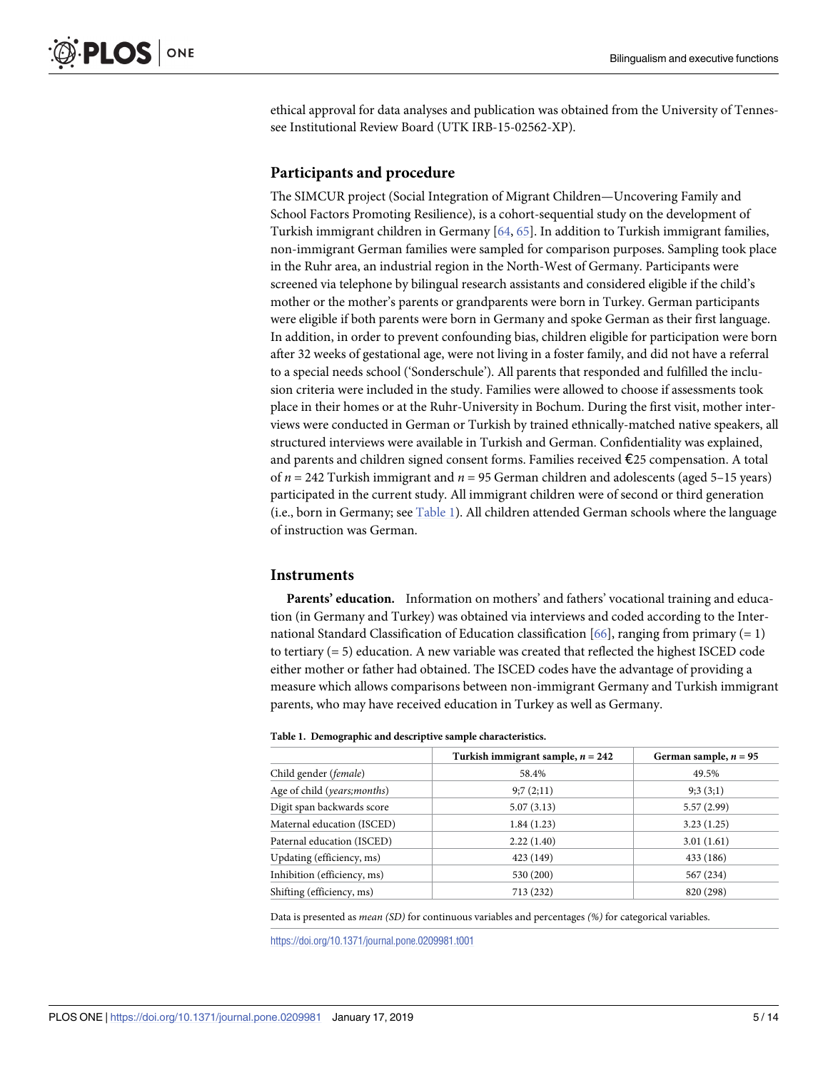ethical approval for data analyses and publication was obtained from the University of Tennessee Institutional Review Board (UTK IRB-15-02562-XP).

## Participants and procedure

The SIMCUR project (Social Integration of Migrant Children—Uncovering Family and School Factors Promoting Resilience), is a cohort-sequential study on the development of Turkish immigrant children in Germany [64, 65]. In addition to Turkish immigrant families, non-immigrant German families were sampled for comparison purposes. Sampling took place in the Ruhr area, an industrial region in the North-West of Germany. Participants were screened via telephone by bilingual research assistants and considered eligible if the child's mother or the mother's parents or grandparents were born in Turkey. German participants were eligible if both parents were born in Germany and spoke German as their first language. In addition, in order to prevent confounding bias, children eligible for participation were born after 32 weeks of gestational age, were not living in a foster family, and did not have a referral to a special needs school ('Sonderschule'). All parents that responded and fulfilled the inclusion criteria were included in the study. Families were allowed to choose if assessments took place in their homes or at the Ruhr-University in Bochum. During the first visit, mother interviews were conducted in German or Turkish by trained ethnically-matched native speakers, all structured interviews were available in Turkish and German. Confidentiality was explained, and parents and children signed consent forms. Families received €25 compensation. A total of *n* = 242 Turkish immigrant and *n* = 95 German children and adolescents (aged 5–15 years) participated in the current study. All immigrant children were of second or third generation (i.e., born in Germany; see Table 1). All children attended German schools where the language of instruction was German.

## Instruments

**Parents' education.** Information on mothers' and fathers' vocational training and education (in Germany and Turkey) was obtained via interviews and coded according to the International Standard Classification of Education classification [66], ranging from primary (= 1) to tertiary (= 5) education. A new variable was created that reflected the highest ISCED code either mother or father had obtained. The ISCED codes have the advantage of providing a measure which allows comparisons between non-immigrant Germany and Turkish immigrant parents, who may have received education in Turkey as well as Germany.

**Table 1. Demographic and descriptive sample characteristics.**

| | Turkish immigrant sample, *n* = 242 | German sample, *n* = 95 |
|---|---|---|
| Child gender (*female*) | 58.4% | 49.5% |
| Age of child (*years;months*) | 9;7 (2;11) | 9;3 (3;1) |
| Digit span backwards score | 5.07 (3.13) | 5.57 (2.99) |
| Maternal education (ISCED) | 1.84 (1.23) | 3.23 (1.25) |
| Paternal education (ISCED) | 2.22 (1.40) | 3.01 (1.61) |
| Updating (efficiency, ms) | 423 (149) | 433 (186) |
| Inhibition (efficiency, ms) | 530 (200) | 567 (234) |
| Shifting (efficiency, ms) | 713 (232) | 820 (298) |

Data is presented as *mean (SD)* for continuous variables and percentages *(%)* for categorical variables.

https://doi.org/10.1371/journal.pone.0209981.t001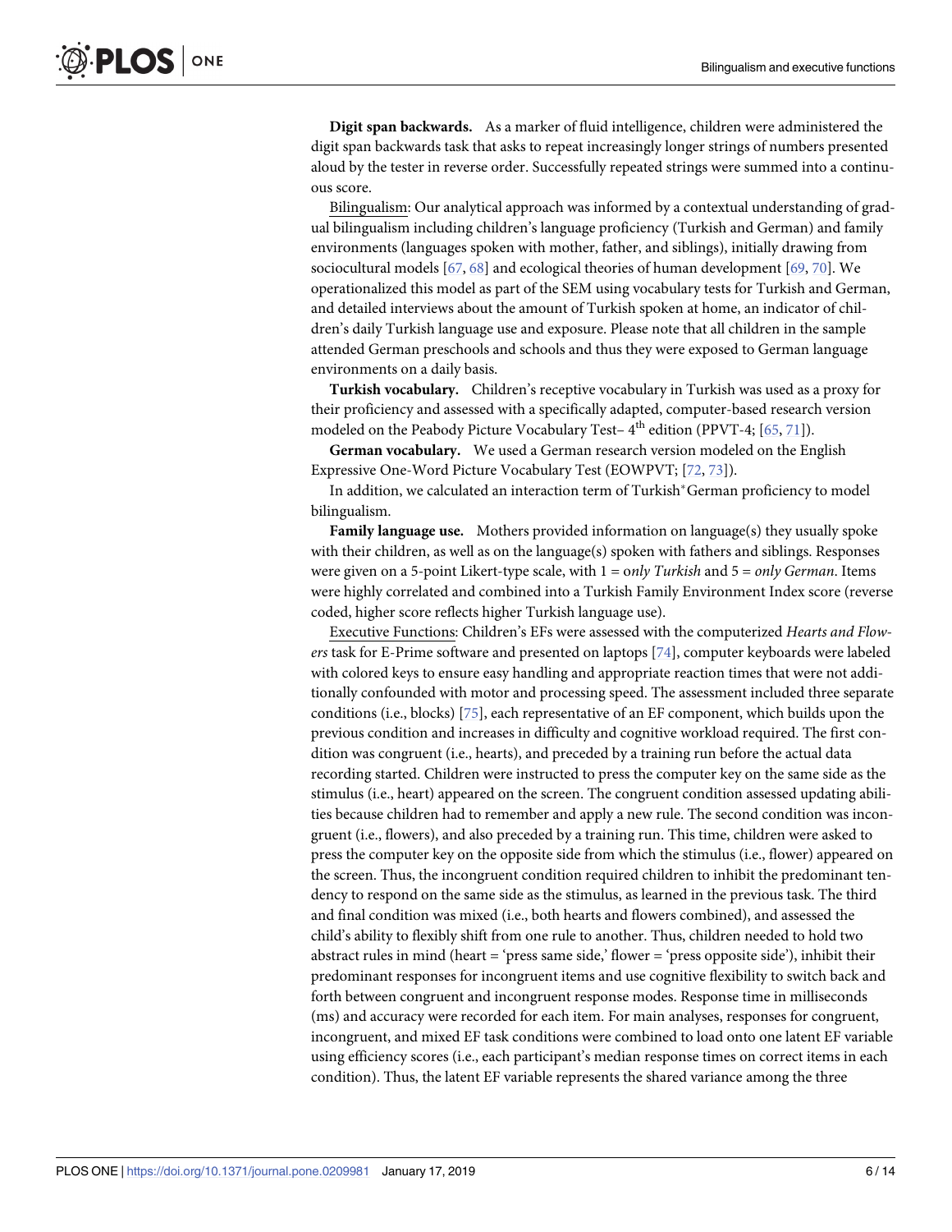**Digit span backwards.** As a marker of fluid intelligence, children were administered the digit span backwards task that asks to repeat increasingly longer strings of numbers presented aloud by the tester in reverse order. Successfully repeated strings were summed into a continuous score.

Bilingualism: Our analytical approach was informed by a contextual understanding of gradual bilingualism including children's language proficiency (Turkish and German) and family environments (languages spoken with mother, father, and siblings), initially drawing from sociocultural models [67, 68] and ecological theories of human development [69, 70]. We operationalized this model as part of the SEM using vocabulary tests for Turkish and German, and detailed interviews about the amount of Turkish spoken at home, an indicator of children's daily Turkish language use and exposure. Please note that all children in the sample attended German preschools and schools and thus they were exposed to German language environments on a daily basis.

**Turkish vocabulary.** Children's receptive vocabulary in Turkish was used as a proxy for their proficiency and assessed with a specifically adapted, computer-based research version modeled on the Peabody Picture Vocabulary Test– 4th edition (PPVT-4; [65, 71]).

**German vocabulary.** We used a German research version modeled on the English Expressive One-Word Picture Vocabulary Test (EOWPVT; [72, 73]).

In addition, we calculated an interaction term of Turkish*German proficiency to model bilingualism.

**Family language use.** Mothers provided information on language(s) they usually spoke with their children, as well as on the language(s) spoken with fathers and siblings. Responses were given on a 5-point Likert-type scale, with 1 = *only Turkish* and 5 = *only German*. Items were highly correlated and combined into a Turkish Family Environment Index score (reverse coded, higher score reflects higher Turkish language use).

Executive Functions: Children's EFs were assessed with the computerized *Hearts and Flowers* task for E-Prime software and presented on laptops [74], computer keyboards were labeled with colored keys to ensure easy handling and appropriate reaction times that were not additionally confounded with motor and processing speed. The assessment included three separate conditions (i.e., blocks) [75], each representative of an EF component, which builds upon the previous condition and increases in difficulty and cognitive workload required. The first condition was congruent (i.e., hearts), and preceded by a training run before the actual data recording started. Children were instructed to press the computer key on the same side as the stimulus (i.e., heart) appeared on the screen. The congruent condition assessed updating abilities because children had to remember and apply a new rule. The second condition was incongruent (i.e., flowers), and also preceded by a training run. This time, children were asked to press the computer key on the opposite side from which the stimulus (i.e., flower) appeared on the screen. Thus, the incongruent condition required children to inhibit the predominant tendency to respond on the same side as the stimulus, as learned in the previous task. The third and final condition was mixed (i.e., both hearts and flowers combined), and assessed the child's ability to flexibly shift from one rule to another. Thus, children needed to hold two abstract rules in mind (heart = 'press same side,' flower = 'press opposite side'), inhibit their predominant responses for incongruent items and use cognitive flexibility to switch back and forth between congruent and incongruent response modes. Response time in milliseconds (ms) and accuracy were recorded for each item. For main analyses, responses for congruent, incongruent, and mixed EF task conditions were combined to load onto one latent EF variable using efficiency scores (i.e., each participant's median response times on correct items in each condition). Thus, the latent EF variable represents the shared variance among the three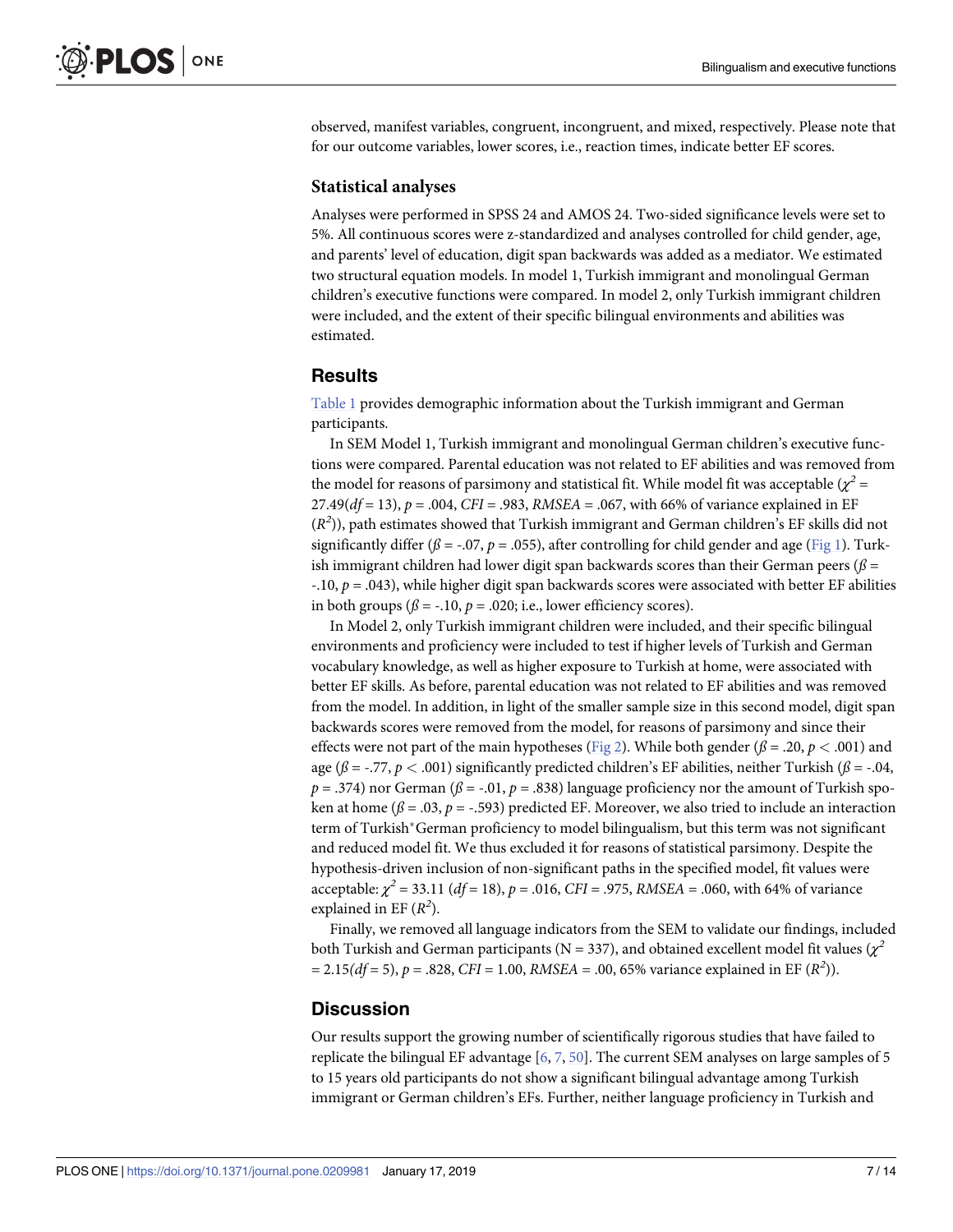observed, manifest variables, congruent, incongruent, and mixed, respectively. Please note that for our outcome variables, lower scores, i.e., reaction times, indicate better EF scores.

### Statistical analyses

Analyses were performed in SPSS 24 and AMOS 24. Two-sided significance levels were set to 5%. All continuous scores were z-standardized and analyses controlled for child gender, age, and parents' level of education, digit span backwards was added as a mediator. We estimated two structural equation models. In model 1, Turkish immigrant and monolingual German children's executive functions were compared. In model 2, only Turkish immigrant children were included, and the extent of their specific bilingual environments and abilities was estimated.

## Results

Table 1 provides demographic information about the Turkish immigrant and German participants.

In SEM Model 1, Turkish immigrant and monolingual German children's executive functions were compared. Parental education was not related to EF abilities and was removed from the model for reasons of parsimony and statistical fit. While model fit was acceptable ($\chi^2$ = 27.49(*df* = 13), *p* = .004, *CFI* = .983, *RMSEA* = .067, with 66% of variance explained in EF ($R^2$)), path estimates showed that Turkish immigrant and German children's EF skills did not significantly differ ($\beta$ = -.07, *p* = .055), after controlling for child gender and age (Fig 1). Turkish immigrant children had lower digit span backwards scores than their German peers ($\beta$ = -.10, *p* = .043), while higher digit span backwards scores were associated with better EF abilities in both groups ($\beta$ = -.10, *p* = .020; i.e., lower efficiency scores).

In Model 2, only Turkish immigrant children were included, and their specific bilingual environments and proficiency were included to test if higher levels of Turkish and German vocabulary knowledge, as well as higher exposure to Turkish at home, were associated with better EF skills. As before, parental education was not related to EF abilities and was removed from the model. In addition, in light of the smaller sample size in this second model, digit span backwards scores were removed from the model, for reasons of parsimony and since their effects were not part of the main hypotheses (Fig 2). While both gender ($\beta$ = .20, $p < .001$) and age ($\beta$ = -.77, $p < .001$) significantly predicted children's EF abilities, neither Turkish ($\beta$ = -.04, *p* = .374) nor German ($\beta$ = -.01, *p* = .838) language proficiency nor the amount of Turkish spoken at home ($\beta$ = .03, *p* = -.593) predicted EF. Moreover, we also tried to include an interaction term of Turkish*German proficiency to model bilingualism, but this term was not significant and reduced model fit. We thus excluded it for reasons of statistical parsimony. Despite the hypothesis-driven inclusion of non-significant paths in the specified model, fit values were acceptable: $\chi^2$ = 33.11 (*df* = 18), *p* = .016, *CFI* = .975, *RMSEA* = .060, with 64% of variance explained in EF ($R^2$).

Finally, we removed all language indicators from the SEM to validate our findings, included both Turkish and German participants (N = 337), and obtained excellent model fit values ($\chi^2$ = 2.15(*df* = 5), *p* = .828, *CFI* = 1.00, *RMSEA* = .00, 65% variance explained in EF ($R^2$)).

## Discussion

Our results support the growing number of scientifically rigorous studies that have failed to replicate the bilingual EF advantage [6, 7, 50]. The current SEM analyses on large samples of 5 to 15 years old participants do not show a significant bilingual advantage among Turkish immigrant or German children's EFs. Further, neither language proficiency in Turkish and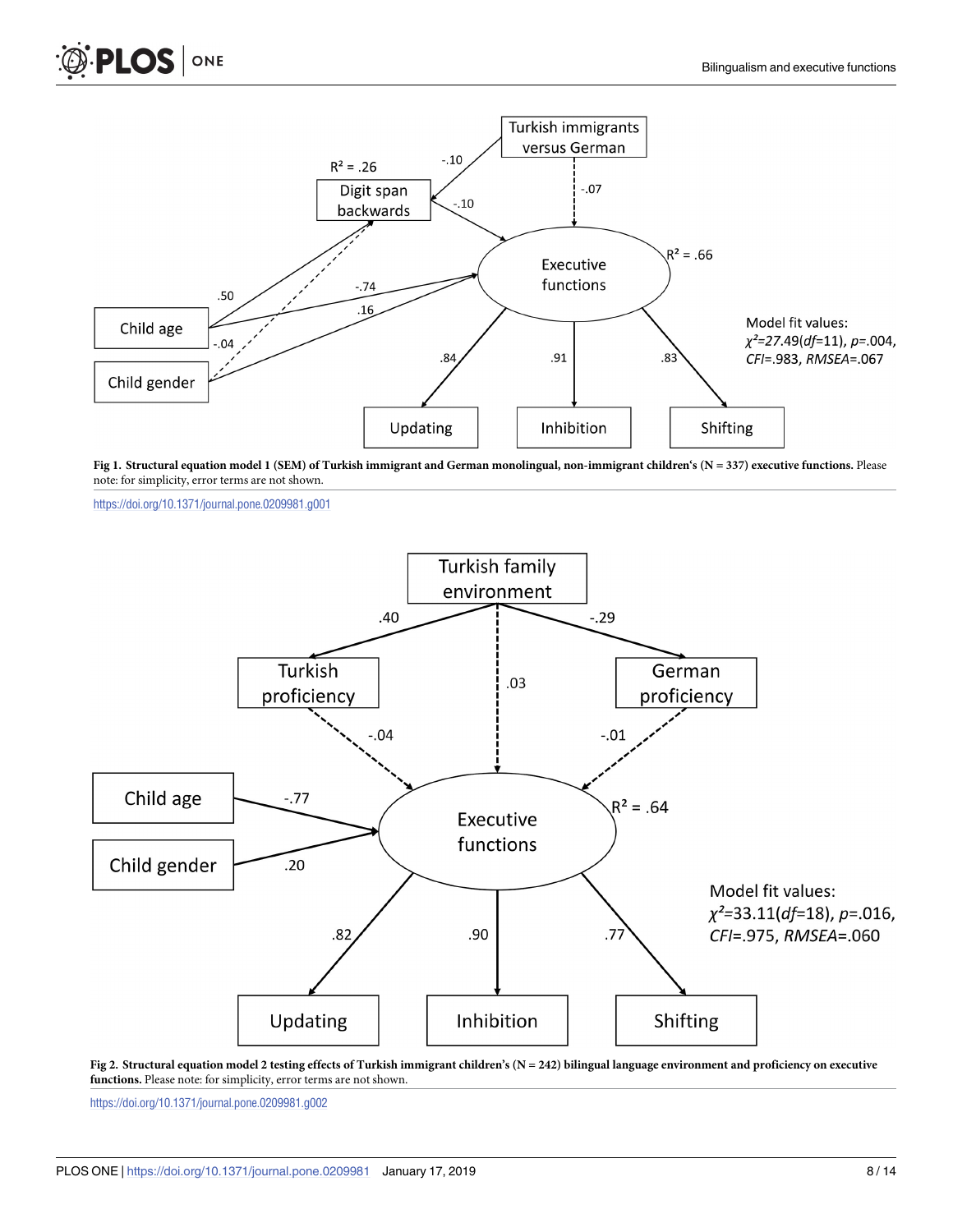Fig 1. Structural equation model 1 (SEM) of Turkish immigrant and German monolingual, non-immigrant children's (N = 337) executive functions. Please note: for simplicity, error terms are not shown.

https://doi.org/10.1371/journal.pone.0209981.g001

Fig 2. Structural equation model 2 testing effects of Turkish immigrant children's (N = 242) bilingual language environment and proficiency on executive functions. Please note: for simplicity, error terms are not shown.

https://doi.org/10.1371/journal.pone.0209981.g002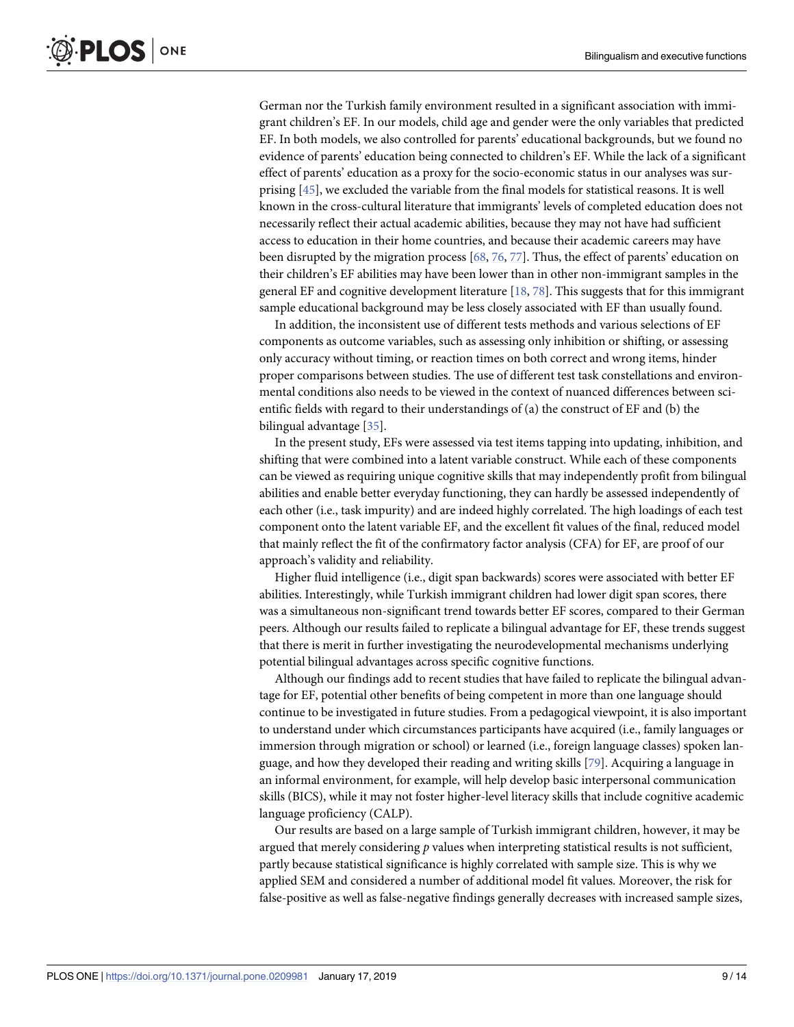German nor the Turkish family environment resulted in a significant association with immigrant children's EF. In our models, child age and gender were the only variables that predicted EF. In both models, we also controlled for parents' educational backgrounds, but we found no evidence of parents' education being connected to children's EF. While the lack of a significant effect of parents' education as a proxy for the socio-economic status in our analyses was surprising [45], we excluded the variable from the final models for statistical reasons. It is well known in the cross-cultural literature that immigrants' levels of completed education does not necessarily reflect their actual academic abilities, because they may not have had sufficient access to education in their home countries, and because their academic careers may have been disrupted by the migration process [68, 76, 77]. Thus, the effect of parents' education on their children's EF abilities may have been lower than in other non-immigrant samples in the general EF and cognitive development literature [18, 78]. This suggests that for this immigrant sample educational background may be less closely associated with EF than usually found.

In addition, the inconsistent use of different tests methods and various selections of EF components as outcome variables, such as assessing only inhibition or shifting, or assessing only accuracy without timing, or reaction times on both correct and wrong items, hinder proper comparisons between studies. The use of different test task constellations and environmental conditions also needs to be viewed in the context of nuanced differences between scientific fields with regard to their understandings of (a) the construct of EF and (b) the bilingual advantage [35].

In the present study, EFs were assessed via test items tapping into updating, inhibition, and shifting that were combined into a latent variable construct. While each of these components can be viewed as requiring unique cognitive skills that may independently profit from bilingual abilities and enable better everyday functioning, they can hardly be assessed independently of each other (i.e., task impurity) and are indeed highly correlated. The high loadings of each test component onto the latent variable EF, and the excellent fit values of the final, reduced model that mainly reflect the fit of the confirmatory factor analysis (CFA) for EF, are proof of our approach's validity and reliability.

Higher fluid intelligence (i.e., digit span backwards) scores were associated with better EF abilities. Interestingly, while Turkish immigrant children had lower digit span scores, there was a simultaneous non-significant trend towards better EF scores, compared to their German peers. Although our results failed to replicate a bilingual advantage for EF, these trends suggest that there is merit in further investigating the neurodevelopmental mechanisms underlying potential bilingual advantages across specific cognitive functions.

Although our findings add to recent studies that have failed to replicate the bilingual advantage for EF, potential other benefits of being competent in more than one language should continue to be investigated in future studies. From a pedagogical viewpoint, it is also important to understand under which circumstances participants have acquired (i.e., family languages or immersion through migration or school) or learned (i.e., foreign language classes) spoken language, and how they developed their reading and writing skills [79]. Acquiring a language in an informal environment, for example, will help develop basic interpersonal communication skills (BICS), while it may not foster higher-level literacy skills that include cognitive academic language proficiency (CALP).

Our results are based on a large sample of Turkish immigrant children, however, it may be argued that merely considering $p$ values when interpreting statistical results is not sufficient, partly because statistical significance is highly correlated with sample size. This is why we applied SEM and considered a number of additional model fit values. Moreover, the risk for false-positive as well as false-negative findings generally decreases with increased sample sizes,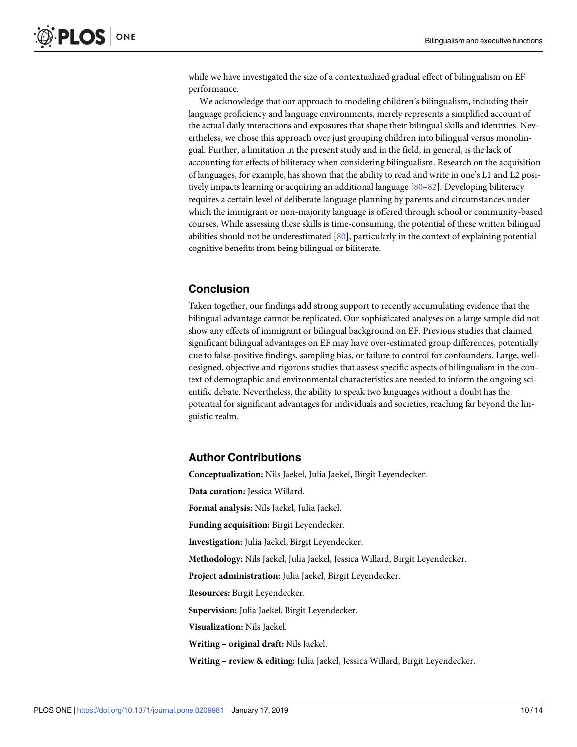while we have investigated the size of a contextualized gradual effect of bilingualism on EF performance.

We acknowledge that our approach to modeling children's bilingualism, including their language proficiency and language environments, merely represents a simplified account of the actual daily interactions and exposures that shape their bilingual skills and identities. Nevertheless, we chose this approach over just grouping children into bilingual versus monolingual. Further, a limitation in the present study and in the field, in general, is the lack of accounting for effects of biliteracy when considering bilingualism. Research on the acquisition of languages, for example, has shown that the ability to read and write in one's L1 and L2 positively impacts learning or acquiring an additional language [80–82]. Developing biliteracy requires a certain level of deliberate language planning by parents and circumstances under which the immigrant or non-majority language is offered through school or community-based courses. While assessing these skills is time-consuming, the potential of these written bilingual abilities should not be underestimated [80], particularly in the context of explaining potential cognitive benefits from being bilingual or biliterate.

## Conclusion

Taken together, our findings add strong support to recently accumulating evidence that the bilingual advantage cannot be replicated. Our sophisticated analyses on a large sample did not show any effects of immigrant or bilingual background on EF. Previous studies that claimed significant bilingual advantages on EF may have over-estimated group differences, potentially due to false-positive findings, sampling bias, or failure to control for confounders. Large, well-designed, objective and rigorous studies that assess specific aspects of bilingualism in the context of demographic and environmental characteristics are needed to inform the ongoing scientific debate. Nevertheless, the ability to speak two languages without a doubt has the potential for significant advantages for individuals and societies, reaching far beyond the linguistic realm.

## Author Contributions

**Conceptualization:** Nils Jaekel, Julia Jaekel, Birgit Leyendecker.

**Data curation:** Jessica Willard.

**Formal analysis:** Nils Jaekel, Julia Jaekel.

**Funding acquisition:** Birgit Leyendecker.

**Investigation:** Julia Jaekel, Birgit Leyendecker.

**Methodology:** Nils Jaekel, Julia Jaekel, Jessica Willard, Birgit Leyendecker.

**Project administration:** Julia Jaekel, Birgit Leyendecker.

**Resources:** Birgit Leyendecker.

**Supervision:** Julia Jaekel, Birgit Leyendecker.

**Visualization:** Nils Jaekel.

**Writing – original draft:** Nils Jaekel.

**Writing – review & editing:** Julia Jaekel, Jessica Willard, Birgit Leyendecker.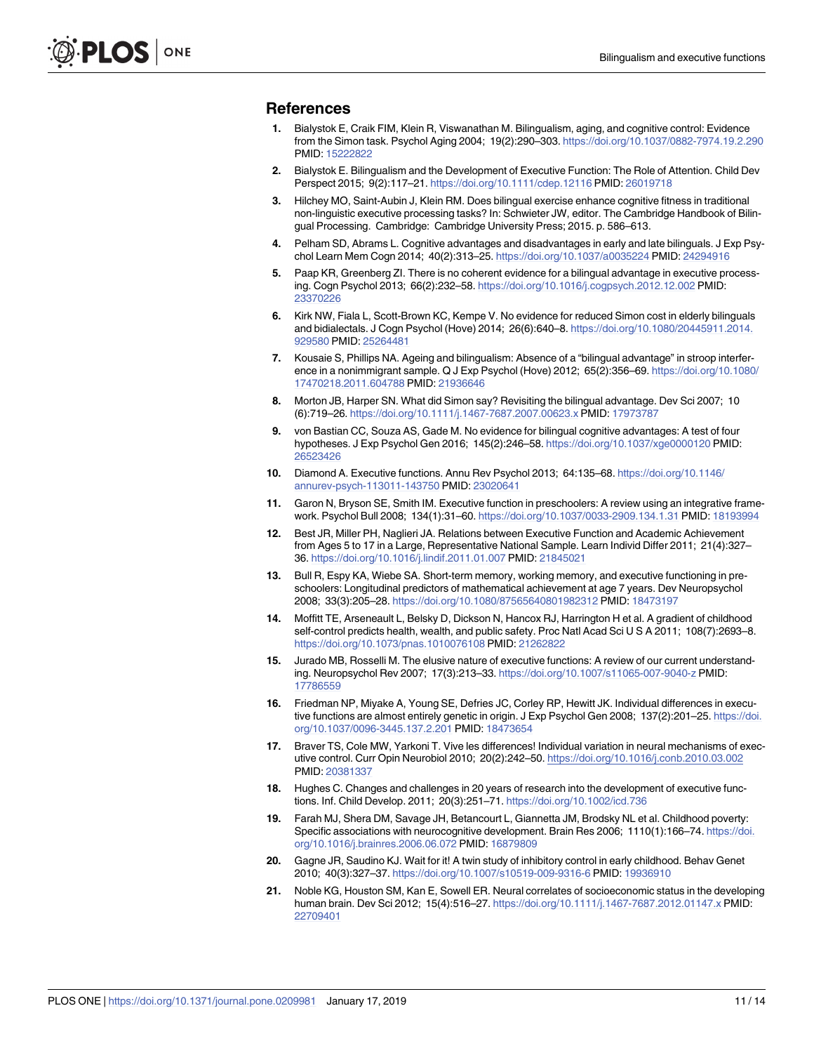## References

1. Bialystok E, Craik FIM, Klein R, Viswanathan M. Bilingualism, aging, and cognitive control: Evidence from the Simon task. Psychol Aging 2004; 19(2):290–303. https://doi.org/10.1037/0882-7974.19.2.290 PMID: 15222822
2. Bialystok E. Bilingualism and the Development of Executive Function: The Role of Attention. Child Dev Perspect 2015; 9(2):117–21. https://doi.org/10.1111/cdep.12116 PMID: 26019718
3. Hilchey MO, Saint-Aubin J, Klein RM. Does bilingual exercise enhance cognitive fitness in traditional non-linguistic executive processing tasks? In: Schwieter JW, editor. The Cambridge Handbook of Bilingual Processing. Cambridge: Cambridge University Press; 2015. p. 586–613.
4. Pelham SD, Abrams L. Cognitive advantages and disadvantages in early and late bilinguals. J Exp Psychol Learn Mem Cogn 2014; 40(2):313–25. https://doi.org/10.1037/a0035224 PMID: 24294916
5. Paap KR, Greenberg ZI. There is no coherent evidence for a bilingual advantage in executive processing. Cogn Psychol 2013; 66(2):232–58. https://doi.org/10.1016/j.cogpsych.2012.12.002 PMID: 23370226
6. Kirk NW, Fiala L, Scott-Brown KC, Kempe V. No evidence for reduced Simon cost in elderly bilinguals and bidialectals. J Cogn Psychol (Hove) 2014; 26(6):640–8. https://doi.org/10.1080/20445911.2014.929580 PMID: 25264481
7. Kousaie S, Phillips NA. Ageing and bilingualism: Absence of a "bilingual advantage" in stroop interference in a nonimmigrant sample. Q J Exp Psychol (Hove) 2012; 65(2):356–69. https://doi.org/10.1080/17470218.2011.604788 PMID: 21936646
8. Morton JB, Harper SN. What did Simon say? Revisiting the bilingual advantage. Dev Sci 2007; 10 (6):719–26. https://doi.org/10.1111/j.1467-7687.2007.00623.x PMID: 17973787
9. von Bastian CC, Souza AS, Gade M. No evidence for bilingual cognitive advantages: A test of four hypotheses. J Exp Psychol Gen 2016; 145(2):246–58. https://doi.org/10.1037/xge0000120 PMID: 26523426
10. Diamond A. Executive functions. Annu Rev Psychol 2013; 64:135–68. https://doi.org/10.1146/annurev-psych-113011-143750 PMID: 23020641
11. Garon N, Bryson SE, Smith IM. Executive function in preschoolers: A review using an integrative framework. Psychol Bull 2008; 134(1):31–60. https://doi.org/10.1037/0033-2909.134.1.31 PMID: 18193994
12. Best JR, Miller PH, Naglieri JA. Relations between Executive Function and Academic Achievement from Ages 5 to 17 in a Large, Representative National Sample. Learn Individ Differ 2011; 21(4):327–36. https://doi.org/10.1016/j.lindif.2011.01.007 PMID: 21845021
13. Bull R, Espy KA, Wiebe SA. Short-term memory, working memory, and executive functioning in preschoolers: Longitudinal predictors of mathematical achievement at age 7 years. Dev Neuropsychol 2008; 33(3):205–28. https://doi.org/10.1080/87565640801982312 PMID: 18473197
14. Moffitt TE, Arseneault L, Belsky D, Dickson N, Hancox RJ, Harrington H et al. A gradient of childhood self-control predicts health, wealth, and public safety. Proc Natl Acad Sci U S A 2011; 108(7):2693–8. https://doi.org/10.1073/pnas.1010076108 PMID: 21262822
15. Jurado MB, Rosselli M. The elusive nature of executive functions: A review of our current understanding. Neuropsychol Rev 2007; 17(3):213–33. https://doi.org/10.1007/s11065-007-9040-z PMID: 17786559
16. Friedman NP, Miyake A, Young SE, Defries JC, Corley RP, Hewitt JK. Individual differences in executive functions are almost entirely genetic in origin. J Exp Psychol Gen 2008; 137(2):201–25. https://doi.org/10.1037/0096-3445.137.2.201 PMID: 18473654
17. Braver TS, Cole MW, Yarkoni T. Vive les differences! Individual variation in neural mechanisms of executive control. Curr Opin Neurobiol 2010; 20(2):242–50. https://doi.org/10.1016/j.conb.2010.03.002 PMID: 20381337
18. Hughes C. Changes and challenges in 20 years of research into the development of executive functions. Inf. Child Develop. 2011; 20(3):251–71. https://doi.org/10.1002/icd.736
19. Farah MJ, Shera DM, Savage JH, Betancourt L, Giannetta JM, Brodsky NL et al. Childhood poverty: Specific associations with neurocognitive development. Brain Res 2006; 1110(1):166–74. https://doi.org/10.1016/j.brainres.2006.06.072 PMID: 16879809
20. Gagne JR, Saudino KJ. Wait for it! A twin study of inhibitory control in early childhood. Behav Genet 2010; 40(3):327–37. https://doi.org/10.1007/s10519-009-9316-6 PMID: 19936910
21. Noble KG, Houston SM, Kan E, Sowell ER. Neural correlates of socioeconomic status in the developing human brain. Dev Sci 2012; 15(4):516–27. https://doi.org/10.1111/j.1467-7687.2012.01147.x PMID: 22709401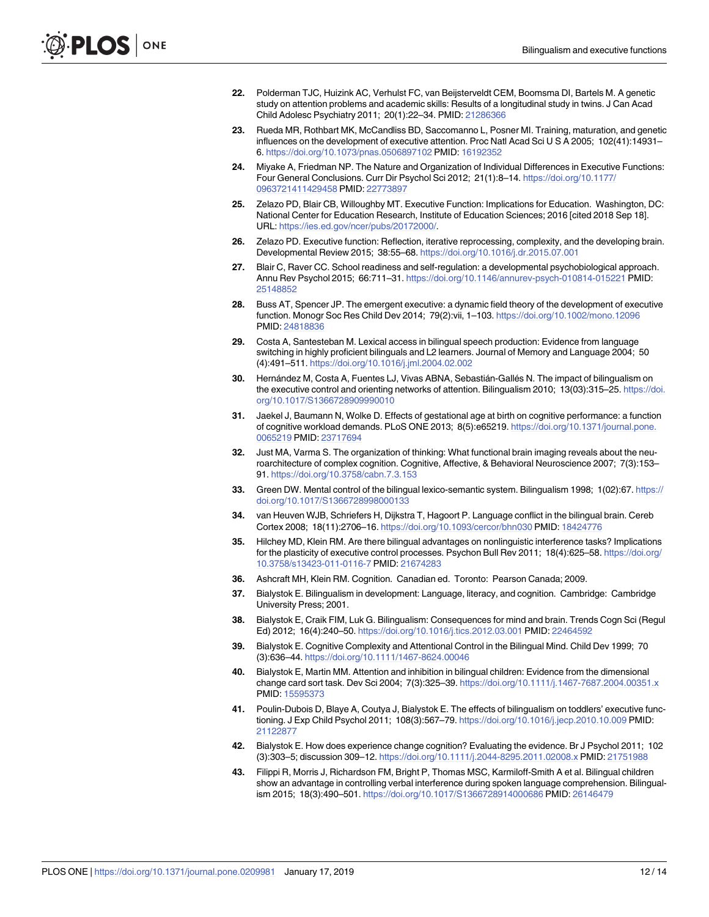22. Polderman TJC, Huizink AC, Verhulst FC, van Beijsterveldt CEM, Boomsma DI, Bartels M. A genetic study on attention problems and academic skills: Results of a longitudinal study in twins. J Can Acad Child Adolesc Psychiatry 2011; 20(1):22–34. PMID: 21286366

23. Rueda MR, Rothbart MK, McCandliss BD, Saccomanno L, Posner MI. Training, maturation, and genetic influences on the development of executive attention. Proc Natl Acad Sci U S A 2005; 102(41):14931–6. https://doi.org/10.1073/pnas.0506897102 PMID: 16192352

24. Miyake A, Friedman NP. The Nature and Organization of Individual Differences in Executive Functions: Four General Conclusions. Curr Dir Psychol Sci 2012; 21(1):8–14. https://doi.org/10.1177/0963721411429458 PMID: 22773897

25. Zelazo PD, Blair CB, Willoughby MT. Executive Function: Implications for Education. Washington, DC: National Center for Education Research, Institute of Education Sciences; 2016 [cited 2018 Sep 18]. URL: https://ies.ed.gov/ncer/pubs/20172000/.

26. Zelazo PD. Executive function: Reflection, iterative reprocessing, complexity, and the developing brain. Developmental Review 2015; 38:55–68. https://doi.org/10.1016/j.dr.2015.07.001

27. Blair C, Raver CC. School readiness and self-regulation: a developmental psychobiological approach. Annu Rev Psychol 2015; 66:711–31. https://doi.org/10.1146/annurev-psych-010814-015221 PMID: 25148852

28. Buss AT, Spencer JP. The emergent executive: a dynamic field theory of the development of executive function. Monogr Soc Res Child Dev 2014; 79(2):vii, 1–103. https://doi.org/10.1002/mono.12096 PMID: 24818836

29. Costa A, Santesteban M. Lexical access in bilingual speech production: Evidence from language switching in highly proficient bilinguals and L2 learners. Journal of Memory and Language 2004; 50 (4):491–511. https://doi.org/10.1016/j.jml.2004.02.002

30. Hernández M, Costa A, Fuentes LJ, Vivas ABNA, Sebastián-Gallés N. The impact of bilingualism on the executive control and orienting networks of attention. Bilingualism 2010; 13(03):315–25. https://doi.org/10.1017/S1366728909990010

31. Jaekel J, Baumann N, Wolke D. Effects of gestational age at birth on cognitive performance: a function of cognitive workload demands. PLoS ONE 2013; 8(5):e65219. https://doi.org/10.1371/journal.pone.0065219 PMID: 23717694

32. Just MA, Varma S. The organization of thinking: What functional brain imaging reveals about the neuroarchitecture of complex cognition. Cognitive, Affective, & Behavioral Neuroscience 2007; 7(3):153–91. https://doi.org/10.3758/cabn.7.3.153

33. Green DW. Mental control of the bilingual lexico-semantic system. Bilingualism 1998; 1(02):67. https://doi.org/10.1017/S1366728998000133

34. van Heuven WJB, Schriefers H, Dijkstra T, Hagoort P. Language conflict in the bilingual brain. Cereb Cortex 2008; 18(11):2706–16. https://doi.org/10.1093/cercor/bhn030 PMID: 18424776

35. Hilchey MD, Klein RM. Are there bilingual advantages on nonlinguistic interference tasks? Implications for the plasticity of executive control processes. Psychon Bull Rev 2011; 18(4):625–58. https://doi.org/10.3758/s13423-011-0116-7 PMID: 21674283

36. Ashcraft MH, Klein RM. Cognition. Canadian ed. Toronto: Pearson Canada; 2009.

37. Bialystok E. Bilingualism in development: Language, literacy, and cognition. Cambridge: Cambridge University Press; 2001.

38. Bialystok E, Craik FIM, Luk G. Bilingualism: Consequences for mind and brain. Trends Cogn Sci (Regul Ed) 2012; 16(4):240–50. https://doi.org/10.1016/j.tics.2012.03.001 PMID: 22464592

39. Bialystok E. Cognitive Complexity and Attentional Control in the Bilingual Mind. Child Dev 1999; 70 (3):636–44. https://doi.org/10.1111/1467-8624.00046

40. Bialystok E, Martin MM. Attention and inhibition in bilingual children: Evidence from the dimensional change card sort task. Dev Sci 2004; 7(3):325–39. https://doi.org/10.1111/j.1467-7687.2004.00351.x PMID: 15595373

41. Poulin-Dubois D, Blaye A, Coutya J, Bialystok E. The effects of bilingualism on toddlers' executive functioning. J Exp Child Psychol 2011; 108(3):567–79. https://doi.org/10.1016/j.jecp.2010.10.009 PMID: 21122877

42. Bialystok E. How does experience change cognition? Evaluating the evidence. Br J Psychol 2011; 102 (3):303–5; discussion 309–12. https://doi.org/10.1111/j.2044-8295.2011.02008.x PMID: 21751988

43. Filippi R, Morris J, Richardson FM, Bright P, Thomas MSC, Karmiloff-Smith A et al. Bilingual children show an advantage in controlling verbal interference during spoken language comprehension. Bilingualism 2015; 18(3):490–501. https://doi.org/10.1017/S1366728914000686 PMID: 26146479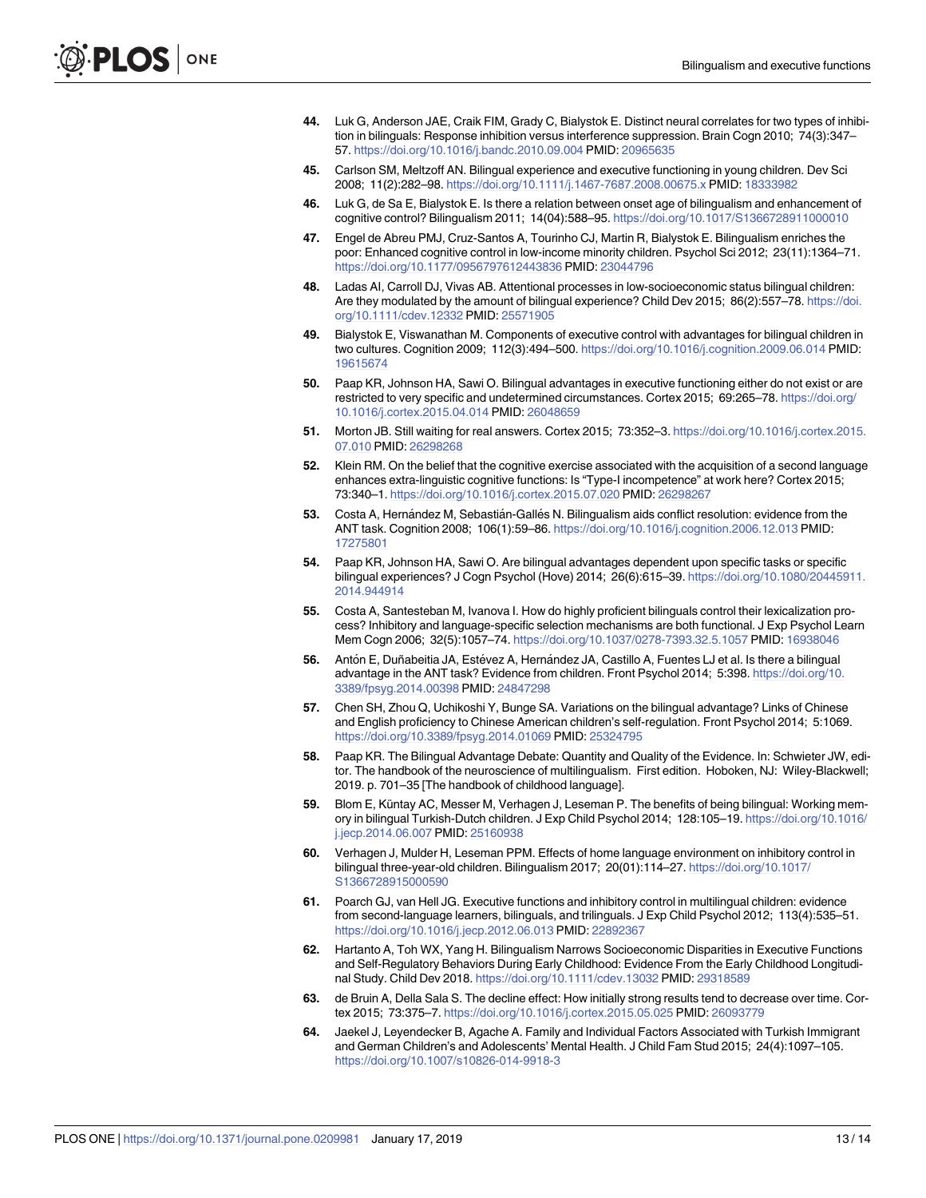44. Luk G, Anderson JAE, Craik FIM, Grady C, Bialystok E. Distinct neural correlates for two types of inhibition in bilinguals: Response inhibition versus interference suppression. Brain Cogn 2010; 74(3):347–57. https://doi.org/10.1016/j.bandc.2010.09.004 PMID: 20965635

45. Carlson SM, Meltzoff AN. Bilingual experience and executive functioning in young children. Dev Sci 2008; 11(2):282–98. https://doi.org/10.1111/j.1467-7687.2008.00675.x PMID: 18333982

46. Luk G, de Sa E, Bialystok E. Is there a relation between onset age of bilingualism and enhancement of cognitive control? Bilingualism 2011; 14(04):588–95. https://doi.org/10.1017/S1366728911000010

47. Engel de Abreu PMJ, Cruz-Santos A, Tourinho CJ, Martin R, Bialystok E. Bilingualism enriches the poor: Enhanced cognitive control in low-income minority children. Psychol Sci 2012; 23(11):1364–71. https://doi.org/10.1177/0956797612443836 PMID: 23044796

48. Ladas AI, Carroll DJ, Vivas AB. Attentional processes in low-socioeconomic status bilingual children: Are they modulated by the amount of bilingual experience? Child Dev 2015; 86(2):557–78. https://doi.org/10.1111/cdev.12332 PMID: 25571905

49. Bialystok E, Viswanathan M. Components of executive control with advantages for bilingual children in two cultures. Cognition 2009; 112(3):494–500. https://doi.org/10.1016/j.cognition.2009.06.014 PMID: 19615674

50. Paap KR, Johnson HA, Sawi O. Bilingual advantages in executive functioning either do not exist or are restricted to very specific and undetermined circumstances. Cortex 2015; 69:265–78. https://doi.org/10.1016/j.cortex.2015.04.014 PMID: 26048659

51. Morton JB. Still waiting for real answers. Cortex 2015; 73:352–3. https://doi.org/10.1016/j.cortex.2015.07.010 PMID: 26298268

52. Klein RM. On the belief that the cognitive exercise associated with the acquisition of a second language enhances extra-linguistic cognitive functions: Is "Type-I incompetence" at work here? Cortex 2015; 73:340–1. https://doi.org/10.1016/j.cortex.2015.07.020 PMID: 26298267

53. Costa A, Hernández M, Sebastián-Gallés N. Bilingualism aids conflict resolution: evidence from the ANT task. Cognition 2008; 106(1):59–86. https://doi.org/10.1016/j.cognition.2006.12.013 PMID: 17275801

54. Paap KR, Johnson HA, Sawi O. Are bilingual advantages dependent upon specific tasks or specific bilingual experiences? J Cogn Psychol (Hove) 2014; 26(6):615–39. https://doi.org/10.1080/20445911.2014.944914

55. Costa A, Santesteban M, Ivanova I. How do highly proficient bilinguals control their lexicalization process? Inhibitory and language-specific selection mechanisms are both functional. J Exp Psychol Learn Mem Cogn 2006; 32(5):1057–74. https://doi.org/10.1037/0278-7393.32.5.1057 PMID: 16938046

56. Antón E, Duñabeitia JA, Estévez A, Hernández JA, Castillo A, Fuentes LJ et al. Is there a bilingual advantage in the ANT task? Evidence from children. Front Psychol 2014; 5:398. https://doi.org/10.3389/fpsyg.2014.00398 PMID: 24847298

57. Chen SH, Zhou Q, Uchikoshi Y, Bunge SA. Variations on the bilingual advantage? Links of Chinese and English proficiency to Chinese American children's self-regulation. Front Psychol 2014; 5:1069. https://doi.org/10.3389/fpsyg.2014.01069 PMID: 25324795

58. Paap KR. The Bilingual Advantage Debate: Quantity and Quality of the Evidence. In: Schwieter JW, editor. The handbook of the neuroscience of multilingualism. First edition. Hoboken, NJ: Wiley-Blackwell; 2019. p. 701–35 [The handbook of childhood language].

59. Blom E, Küntay AC, Messer M, Verhagen J, Leseman P. The benefits of being bilingual: Working memory in bilingual Turkish-Dutch children. J Exp Child Psychol 2014; 128:105–19. https://doi.org/10.1016/j.jecp.2014.06.007 PMID: 25160938

60. Verhagen J, Mulder H, Leseman PPM. Effects of home language environment on inhibitory control in bilingual three-year-old children. Bilingualism 2017; 20(01):114–27. https://doi.org/10.1017/S1366728915000590

61. Poarch GJ, van Hell JG. Executive functions and inhibitory control in multilingual children: evidence from second-language learners, bilinguals, and trilinguals. J Exp Child Psychol 2012; 113(4):535–51. https://doi.org/10.1016/j.jecp.2012.06.013 PMID: 22892367

62. Hartanto A, Toh WX, Yang H. Bilingualism Narrows Socioeconomic Disparities in Executive Functions and Self-Regulatory Behaviors During Early Childhood: Evidence From the Early Childhood Longitudinal Study. Child Dev 2018. https://doi.org/10.1111/cdev.13032 PMID: 29318589

63. de Bruin A, Della Sala S. The decline effect: How initially strong results tend to decrease over time. Cortex 2015; 73:375–7. https://doi.org/10.1016/j.cortex.2015.05.025 PMID: 26093779

64. Jaekel J, Leyendecker B, Agache A. Family and Individual Factors Associated with Turkish Immigrant and German Children's and Adolescents' Mental Health. J Child Fam Stud 2015; 24(4):1097–105. https://doi.org/10.1007/s10826-014-9918-3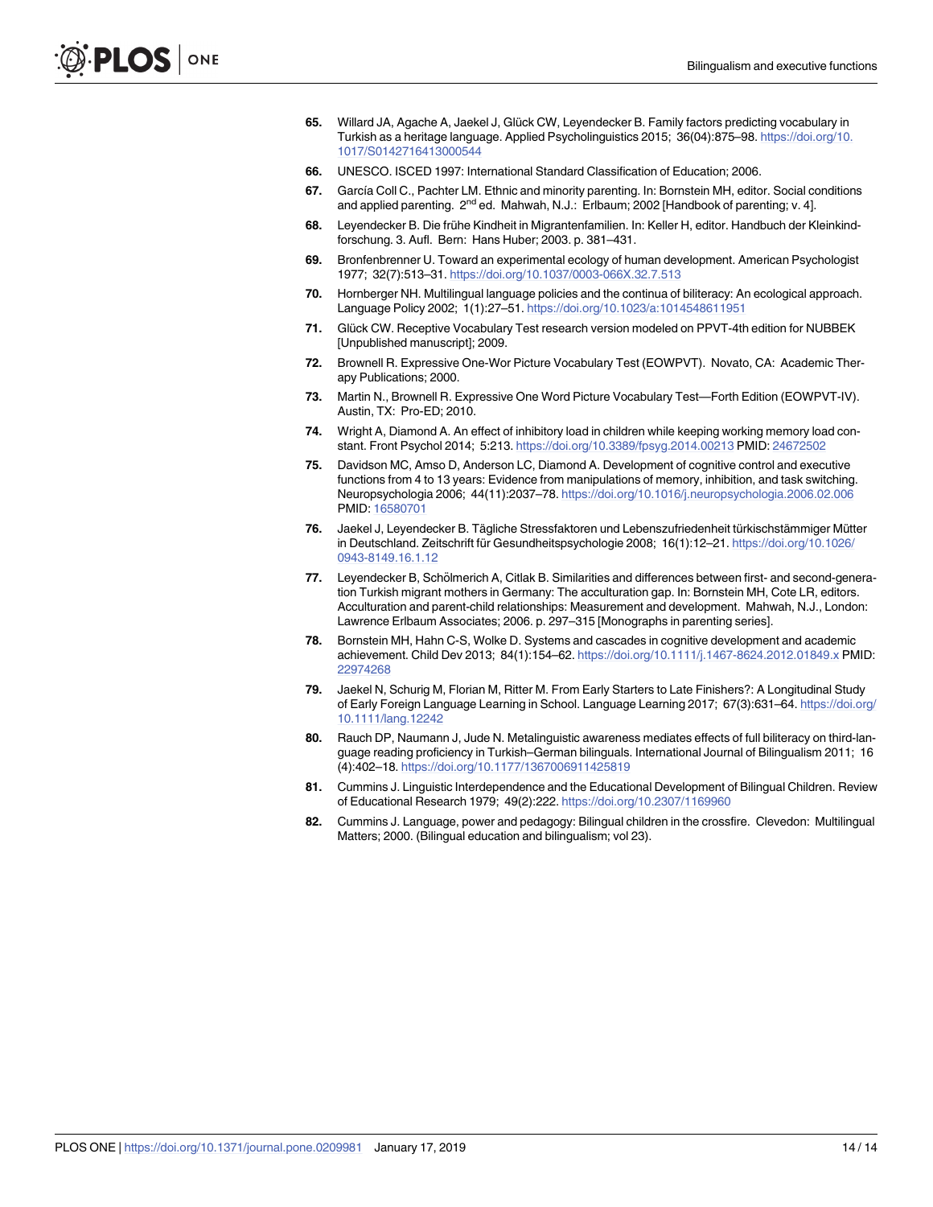65. Willard JA, Agache A, Jaekel J, Glück CW, Leyendecker B. Family factors predicting vocabulary in Turkish as a heritage language. Applied Psycholinguistics 2015; 36(04):875–98. https://doi.org/10.1017/S0142716413000544

66. UNESCO. ISCED 1997: International Standard Classification of Education; 2006.

67. García Coll C., Pachter LM. Ethnic and minority parenting. In: Bornstein MH, editor. Social conditions and applied parenting. 2nd ed. Mahwah, N.J.: Erlbaum; 2002 [Handbook of parenting; v. 4].

68. Leyendecker B. Die frühe Kindheit in Migrantenfamilien. In: Keller H, editor. Handbuch der Kleinkindforschung. 3. Aufl. Bern: Hans Huber; 2003. p. 381–431.

69. Bronfenbrenner U. Toward an experimental ecology of human development. American Psychologist 1977; 32(7):513–31. https://doi.org/10.1037/0003-066X.32.7.513

70. Hornberger NH. Multilingual language policies and the continua of biliteracy: An ecological approach. Language Policy 2002; 1(1):27–51. https://doi.org/10.1023/a:1014548611951

71. Glück CW. Receptive Vocabulary Test research version modeled on PPVT-4th edition for NUBBEK [Unpublished manuscript]; 2009.

72. Brownell R. Expressive One-Wor Picture Vocabulary Test (EOWPVT). Novato, CA: Academic Therapy Publications; 2000.

73. Martin N., Brownell R. Expressive One Word Picture Vocabulary Test—Forth Edition (EOWPVT-IV). Austin, TX: Pro-ED; 2010.

74. Wright A, Diamond A. An effect of inhibitory load in children while keeping working memory load constant. Front Psychol 2014; 5:213. https://doi.org/10.3389/fpsyg.2014.00213 PMID: 24672502

75. Davidson MC, Amso D, Anderson LC, Diamond A. Development of cognitive control and executive functions from 4 to 13 years: Evidence from manipulations of memory, inhibition, and task switching. Neuropsychologia 2006; 44(11):2037–78. https://doi.org/10.1016/j.neuropsychologia.2006.02.006 PMID: 16580701

76. Jaekel J, Leyendecker B. Tägliche Stressfaktoren und Lebenszufriedenheit türkischstämmiger Mütter in Deutschland. Zeitschrift für Gesundheitspsychologie 2008; 16(1):12–21. https://doi.org/10.1026/0943-8149.16.1.12

77. Leyendecker B, Schölmerich A, Citlak B. Similarities and differences between first- and second-generation Turkish migrant mothers in Germany: The acculturation gap. In: Bornstein MH, Cote LR, editors. Acculturation and parent-child relationships: Measurement and development. Mahwah, N.J., London: Lawrence Erlbaum Associates; 2006. p. 297–315 [Monographs in parenting series].

78. Bornstein MH, Hahn C-S, Wolke D. Systems and cascades in cognitive development and academic achievement. Child Dev 2013; 84(1):154–62. https://doi.org/10.1111/j.1467-8624.2012.01849.x PMID: 22974268

79. Jaekel N, Schurig M, Florian M, Ritter M. From Early Starters to Late Finishers?: A Longitudinal Study of Early Foreign Language Learning in School. Language Learning 2017; 67(3):631–64. https://doi.org/10.1111/lang.12242

80. Rauch DP, Naumann J, Jude N. Metalinguistic awareness mediates effects of full biliteracy on third-language reading proficiency in Turkish–German bilinguals. International Journal of Bilingualism 2011; 16 (4):402–18. https://doi.org/10.1177/1367006911425819

81. Cummins J. Linguistic Interdependence and the Educational Development of Bilingual Children. Review of Educational Research 1979; 49(2):222. https://doi.org/10.2307/1169960

82. Cummins J. Language, power and pedagogy: Bilingual children in the crossfire. Clevedon: Multilingual Matters; 2000. (Bilingual education and bilingualism; vol 23).